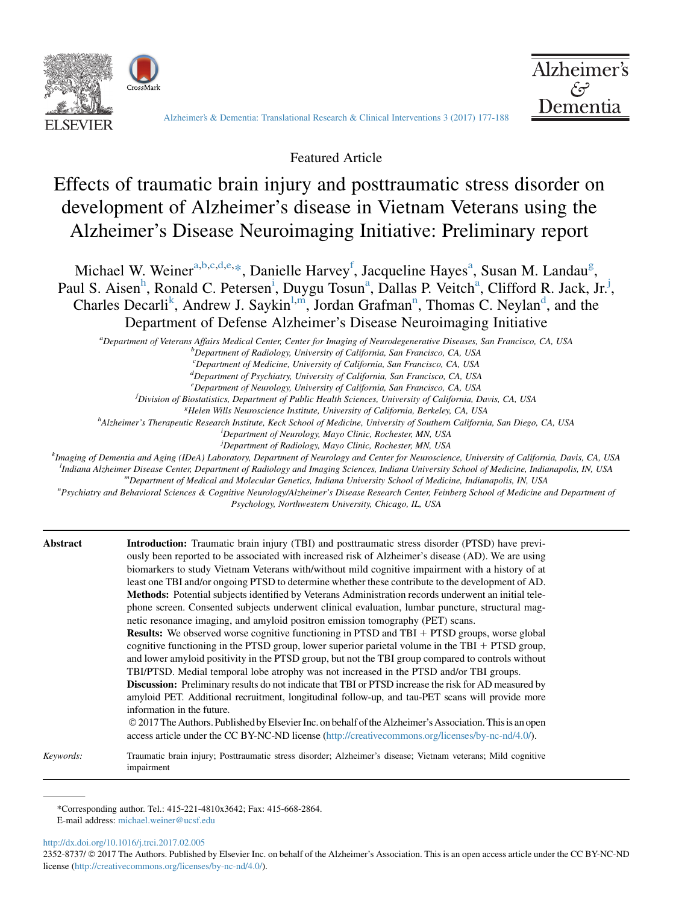Featured Article

# Effects of traumatic brain injury and posttraumatic stress disorder on development of Alzheimer's disease in Vietnam Veterans using the Alzheimer's Disease Neuroimaging Initiative: Preliminary report

Michael W. Weiner[a,b,c,d,e,*], Danielle Harvey[f], Jacqueline Hayes[a], Susan M. Landau[g], Paul S. Aisen[h], Ronald C. Petersen[i], Duygu Tosun[a], Dallas P. Veitch[a], Clifford R. Jack, Jr.[j], Charles Decarli[k], Andrew J. Saykin[l,m], Jordan Grafman[n], Thomas C. Neylan[d], and the Department of Defense Alzheimer's Disease Neuroimaging Initiative

[a]Department of Veterans Affairs Medical Center, Center for Imaging of Neurodegenerative Diseases, San Francisco, CA, USA
[b]Department of Radiology, University of California, San Francisco, CA, USA
[c]Department of Medicine, University of California, San Francisco, CA, USA
[d]Department of Psychiatry, University of California, San Francisco, CA, USA
[e]Department of Neurology, University of California, San Francisco, CA, USA
[f]Division of Biostatistics, Department of Public Health Sciences, University of California, Davis, CA, USA
[g]Helen Wills Neuroscience Institute, University of California, Berkeley, CA, USA
[h]Alzheimer's Therapeutic Research Institute, Keck School of Medicine, University of Southern California, San Diego, CA, USA
[i]Department of Neurology, Mayo Clinic, Rochester, MN, USA
[j]Department of Radiology, Mayo Clinic, Rochester, MN, USA
[k]Imaging of Dementia and Aging (IDeA) Laboratory, Department of Neurology and Center for Neuroscience, University of California, Davis, CA, USA
[l]Indiana Alzheimer Disease Center, Department of Radiology and Imaging Sciences, Indiana University School of Medicine, Indianapolis, IN, USA
[m]Department of Medical and Molecular Genetics, Indiana University School of Medicine, Indianapolis, IN, USA
[n]Psychiatry and Behavioral Sciences & Cognitive Neurology/Alzheimer's Disease Research Center, Feinberg School of Medicine and Department of Psychology, Northwestern University, Chicago, IL, USA

**Abstract**

**Introduction:** Traumatic brain injury (TBI) and posttraumatic stress disorder (PTSD) have previously been reported to be associated with increased risk of Alzheimer's disease (AD). We are using biomarkers to study Vietnam Veterans with/without mild cognitive impairment with a history of at least one TBI and/or ongoing PTSD to determine whether these contribute to the development of AD.

**Methods:** Potential subjects identified by Veterans Administration records underwent an initial telephone screen. Consented subjects underwent clinical evaluation, lumbar puncture, structural magnetic resonance imaging, and amyloid positron emission tomography (PET) scans.

**Results:** We observed worse cognitive functioning in PTSD and TBI + PTSD groups, worse global cognitive functioning in the PTSD group, lower superior parietal volume in the TBI + PTSD group, and lower amyloid positivity in the PTSD group, but not the TBI group compared to controls without TBI/PTSD. Medial temporal lobe atrophy was not increased in the PTSD and/or TBI groups.

**Discussion:** Preliminary results do not indicate that TBI or PTSD increase the risk for AD measured by amyloid PET. Additional recruitment, longitudinal follow-up, and tau-PET scans will provide more information in the future.

© 2017 The Authors. Published by Elsevier Inc. on behalf of the Alzheimer's Association. This is an open access article under the CC BY-NC-ND license (http://creativecommons.org/licenses/by-nc-nd/4.0/).

*Keywords:* Traumatic brain injury; Posttraumatic stress disorder; Alzheimer's disease; Vietnam veterans; Mild cognitive impairment

*Corresponding author. Tel.: 415-221-4810x3642; Fax: 415-668-2864.
E-mail address: michael.weiner@ucsf.edu

http://dx.doi.org/10.1016/j.trci.2017.02.005
2352-8737/ © 2017 The Authors. Published by Elsevier Inc. on behalf of the Alzheimer's Association. This is an open access article under the CC BY-NC-ND license (http://creativecommons.org/licenses/by-nc-nd/4.0/).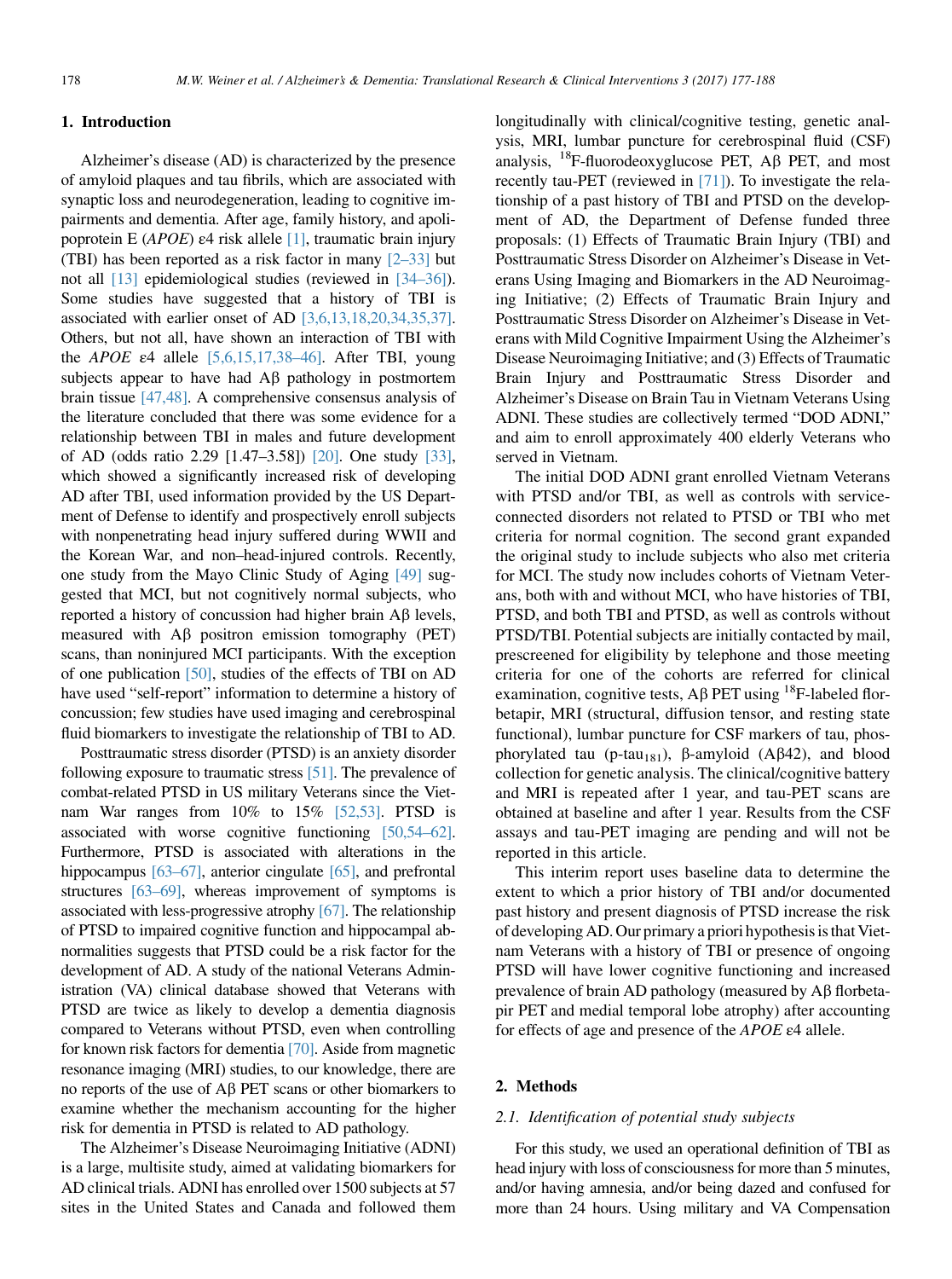## 1. Introduction

Alzheimer's disease (AD) is characterized by the presence of amyloid plaques and tau fibrils, which are associated with synaptic loss and neurodegeneration, leading to cognitive impairments and dementia. After age, family history, and apolipoprotein E (*APOE*) ε4 risk allele [1], traumatic brain injury (TBI) has been reported as a risk factor in many [2–33] but not all [13] epidemiological studies (reviewed in [34–36]). Some studies have suggested that a history of TBI is associated with earlier onset of AD [3,6,13,18,20,34,35,37]. Others, but not all, have shown an interaction of TBI with the *APOE* ε4 allele [5,6,15,17,38–46]. After TBI, young subjects appear to have had Aβ pathology in postmortem brain tissue [47,48]. A comprehensive consensus analysis of the literature concluded that there was some evidence for a relationship between TBI in males and future development of AD (odds ratio 2.29 [1.47–3.58]) [20]. One study [33], which showed a significantly increased risk of developing AD after TBI, used information provided by the US Department of Defense to identify and prospectively enroll subjects with nonpenetrating head injury suffered during WWII and the Korean War, and non–head-injury controls. Recently, one study from the Mayo Clinic Study of Aging [49] suggested that MCI, but not cognitively normal subjects, who reported a history of concussion had higher brain Aβ levels, measured with Aβ positron emission tomography (PET) scans, than noninjured MCI participants. With the exception of one publication [50], studies of the effects of TBI on AD have used "self-report" information to determine a history of concussion; few studies have used imaging and cerebrospinal fluid biomarkers to investigate the relationship of TBI to AD.

Posttraumatic stress disorder (PTSD) is an anxiety disorder following exposure to traumatic stress [51]. The prevalence of combat-related PTSD in US military Veterans since the Vietnam War ranges from 10% to 15% [52,53]. PTSD is associated with worse cognitive functioning [50,54–62]. Furthermore, PTSD is associated with alterations in the hippocampus [63–67], anterior cingulate [65], and prefrontal structures [63–69], whereas improvement of symptoms is associated with less-progressive atrophy [67]. The relationship of PTSD to impaired cognitive function and hippocampal abnormalities suggests that PTSD could be a risk factor for the development of AD. A study of the national Veterans Administration (VA) clinical database showed that Veterans with PTSD are twice as likely to develop a dementia diagnosis compared to Veterans without PTSD, even when controlling for known risk factors for dementia [70]. Aside from magnetic resonance imaging (MRI) studies, to our knowledge, there are no reports of the use of Aβ PET scans or other biomarkers to examine whether the mechanism accounting for the higher risk for dementia in PTSD is related to AD pathology.

The Alzheimer's Disease Neuroimaging Initiative (ADNI) is a large, multisite study, aimed at validating biomarkers for AD clinical trials. ADNI has enrolled over 1500 subjects at 57 sites in the United States and Canada and followed them longitudinally with clinical/cognitive testing, genetic analysis, MRI, lumbar puncture for cerebrospinal fluid (CSF) analysis, $^{18}$F-fluorodeoxyglucose PET, Aβ PET, and most recently tau-PET (reviewed in [71]). To investigate the relationship of a past history of TBI and PTSD on the development of AD, the Department of Defense funded three proposals: (1) Effects of Traumatic Brain Injury (TBI) and Posttraumatic Stress Disorder on Alzheimer's Disease in Veterans Using Imaging and Biomarkers in the AD Neuroimaging Initiative; (2) Effects of Traumatic Brain Injury and Posttraumatic Stress Disorder on Alzheimer's Disease in Veterans with Mild Cognitive Impairment Using the Alzheimer's Disease Neuroimaging Initiative; and (3) Effects of Traumatic Brain Injury and Posttraumatic Stress Disorder and Alzheimer's Disease on Brain Tau in Vietnam Veterans Using ADNI. These studies are collectively termed "DOD ADNI," and aim to enroll approximately 400 elderly Veterans who served in Vietnam.

The initial DOD ADNI grant enrolled Vietnam Veterans with PTSD and/or TBI, as well as controls with service-connected disorders not related to PTSD or TBI who met criteria for normal cognition. The second grant expanded the original study to include subjects who also met criteria for MCI. The study now includes cohorts of Vietnam Veterans, both with and without MCI, who have histories of TBI, PTSD, and both TBI and PTSD, as well as controls without PTSD/TBI. Potential subjects are initially contacted by mail, prescreened for eligibility by telephone and those meeting criteria for one of the cohorts are referred for clinical examination, cognitive tests, Aβ PET using $^{18}$F-labeled florbetapir, MRI (structural, diffusion tensor, and resting state functional), lumbar puncture for CSF markers of tau, phosphorylated tau (p-tau$_{181}$), β-amyloid (Aβ42), and blood collection for genetic analysis. The clinical/cognitive battery and MRI is repeated after 1 year, and tau-PET scans are obtained at baseline and after 1 year. Results from the CSF assays and tau-PET imaging are pending and will not be reported in this article.

This interim report uses baseline data to determine the extent to which a prior history of TBI and/or documented past history and present diagnosis of PTSD increase the risk of developing AD. Our primary a priori hypothesis is that Vietnam Veterans with a history of TBI or presence of ongoing PTSD will have lower cognitive functioning and increased prevalence of brain AD pathology (measured by Aβ florbetapir PET and medial temporal lobe atrophy) after accounting for effects of age and presence of the *APOE* ε4 allele.

## 2. Methods

### 2.1. Identification of potential study subjects

For this study, we used an operational definition of TBI as head injury with loss of consciousness for more than 5 minutes, and/or having amnesia, and/or being dazed and confused for more than 24 hours. Using military and VA Compensation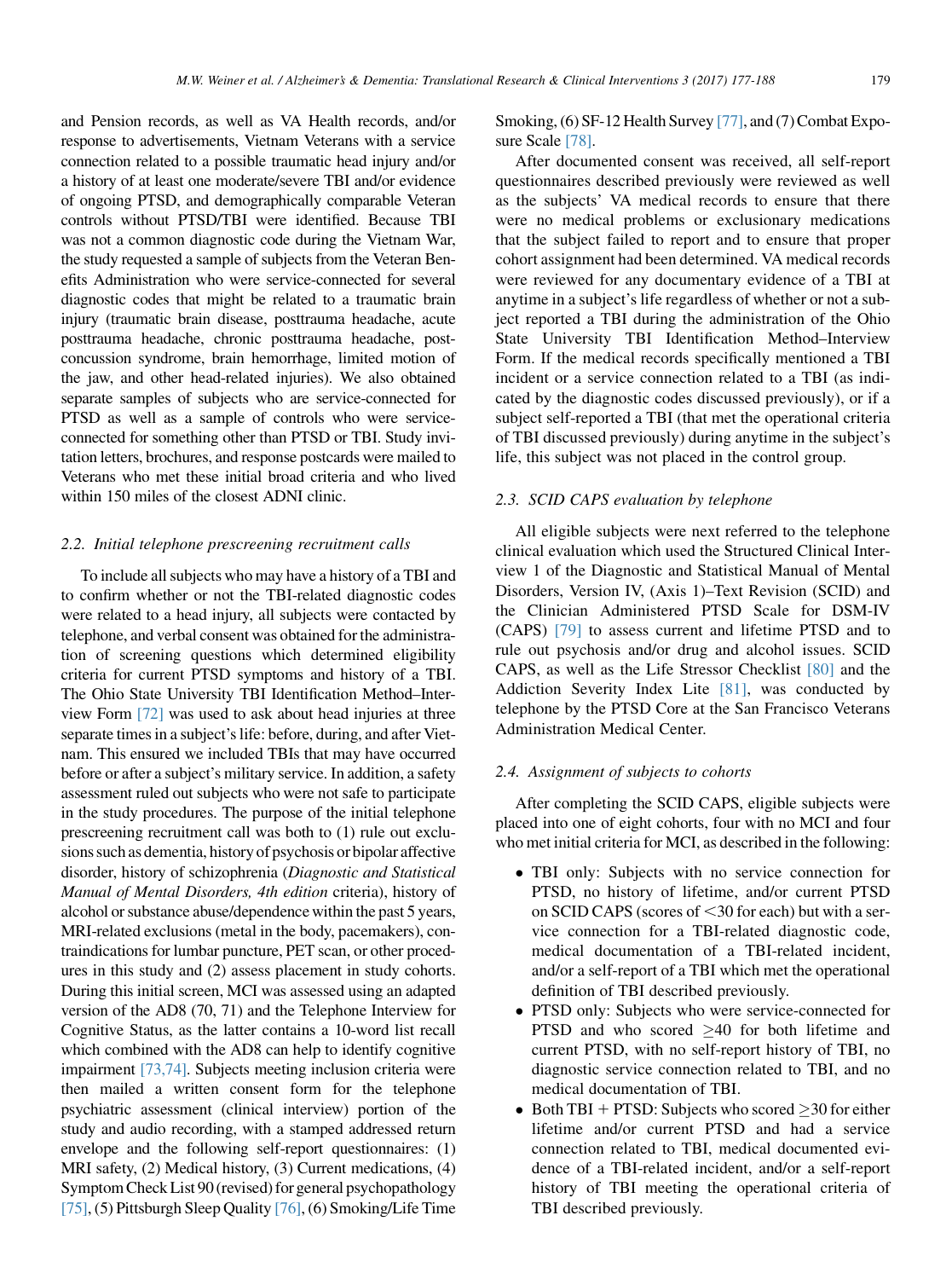and Pension records, as well as VA Health records, and/or response to advertisements, Vietnam Veterans with a service connection related to a possible traumatic head injury and/or a history of at least one moderate/severe TBI and/or evidence of ongoing PTSD, and demographically comparable Veteran controls without PTSD/TBI were identified. Because TBI was not a common diagnostic code during the Vietnam War, the study requested a sample of subjects from the Veteran Benefits Administration who were service-connected for several diagnostic codes that might be related to a traumatic brain injury (traumatic brain disease, posttrauma headache, acute posttrauma headache, chronic posttrauma headache, post-concussion syndrome, brain hemorrhage, limited motion of the jaw, and other head-related injuries). We also obtained separate samples of subjects who are service-connected for PTSD as well as a sample of controls who were service-connected for something other than PTSD or TBI. Study invitation letters, brochures, and response postcards were mailed to Veterans who met these initial broad criteria and who lived within 150 miles of the closest ADNI clinic.

### 2.2. Initial telephone prescreening recruitment calls

To include all subjects who may have a history of a TBI and to confirm whether or not the TBI-related diagnostic codes were related to a head injury, all subjects were contacted by telephone, and verbal consent was obtained for the administration of screening questions which determined eligibility criteria for current PTSD symptoms and history of a TBI. The Ohio State University TBI Identification Method–Interview Form [72] was used to ask about head injuries at three separate times in a subject's life: before, during, and after Vietnam. This ensured we included TBIs that may have occurred before or after a subject's military service. In addition, a safety assessment ruled out subjects who were not safe to participate in the study procedures. The purpose of the initial telephone prescreening recruitment call was both to (1) rule out exclusions such as dementia, history of psychosis or bipolar affective disorder, history of schizophrenia (*Diagnostic and Statistical Manual of Mental Disorders, 4th edition* criteria), history of alcohol or substance abuse/dependence within the past 5 years, MRI-related exclusions (metal in the body, pacemakers), contraindications for lumbar puncture, PET scan, or other procedures in this study and (2) assess placement in study cohorts. During this initial screen, MCI was assessed using an adapted version of the AD8 (70, 71) and the Telephone Interview for Cognitive Status, as the latter contains a 10-word list recall which combined with the AD8 can help to identify cognitive impairment [73,74]. Subjects meeting inclusion criteria were then mailed a written consent form for the telephone psychiatric assessment (clinical interview) portion of the study and audio recording, with a stamped addressed return envelope and the following self-report questionnaires: (1) MRI safety, (2) Medical history, (3) Current medications, (4) Symptom Check List 90 (revised) for general psychopathology [75], (5) Pittsburgh Sleep Quality [76], (6) Smoking/Life Time Smoking, (6) SF-12 Health Survey [77], and (7) Combat Exposure Scale [78].

After documented consent was received, all self-report questionnaires described previously were reviewed as well as the subjects' VA medical records to ensure that there were no medical problems or exclusionary medications that the subject failed to report and to ensure that proper cohort assignment had been determined. VA medical records were reviewed for any documentary evidence of a TBI at anytime in a subject's life regardless of whether or not a subject reported a TBI during the administration of the Ohio State University TBI Identification Method–Interview Form. If the medical records specifically mentioned a TBI incident or a service connection related to a TBI (as indicated by the diagnostic codes discussed previously), or if a subject self-reported a TBI (that met the operational criteria of TBI discussed previously) during anytime in the subject's life, this subject was not placed in the control group.

### 2.3. SCID CAPS evaluation by telephone

All eligible subjects were next referred to the telephone clinical evaluation which used the Structured Clinical Interview 1 of the Diagnostic and Statistical Manual of Mental Disorders, Version IV, (Axis 1)–Text Revision (SCID) and the Clinician Administered PTSD Scale for DSM-IV (CAPS) [79] to assess current and lifetime PTSD and to rule out psychosis and/or drug and alcohol issues. SCID CAPS, as well as the Life Stressor Checklist [80] and the Addiction Severity Index Lite [81], was conducted by telephone by the PTSD Core at the San Francisco Veterans Administration Medical Center.

### 2.4. Assignment of subjects to cohorts

After completing the SCID CAPS, eligible subjects were placed into one of eight cohorts, four with no MCI and four who met initial criteria for MCI, as described in the following:

- TBI only: Subjects with no service connection for PTSD, no history of lifetime, and/or current PTSD on SCID CAPS (scores of <30 for each) but with a service connection for a TBI-related diagnostic code, medical documentation of a TBI-related incident, and/or a self-report of a TBI which met the operational definition of TBI described previously.
- PTSD only: Subjects who were service-connected for PTSD and who scored ≥40 for both lifetime and current PTSD, with no self-report history of TBI, no diagnostic service connection related to TBI, and no medical documentation of TBI.
- Both TBI + PTSD: Subjects who scored ≥30 for either lifetime and/or current PTSD and had a service connection related to TBI, medical documented evidence of a TBI-related incident, and/or a self-report history of TBI meeting the operational criteria of TBI described previously.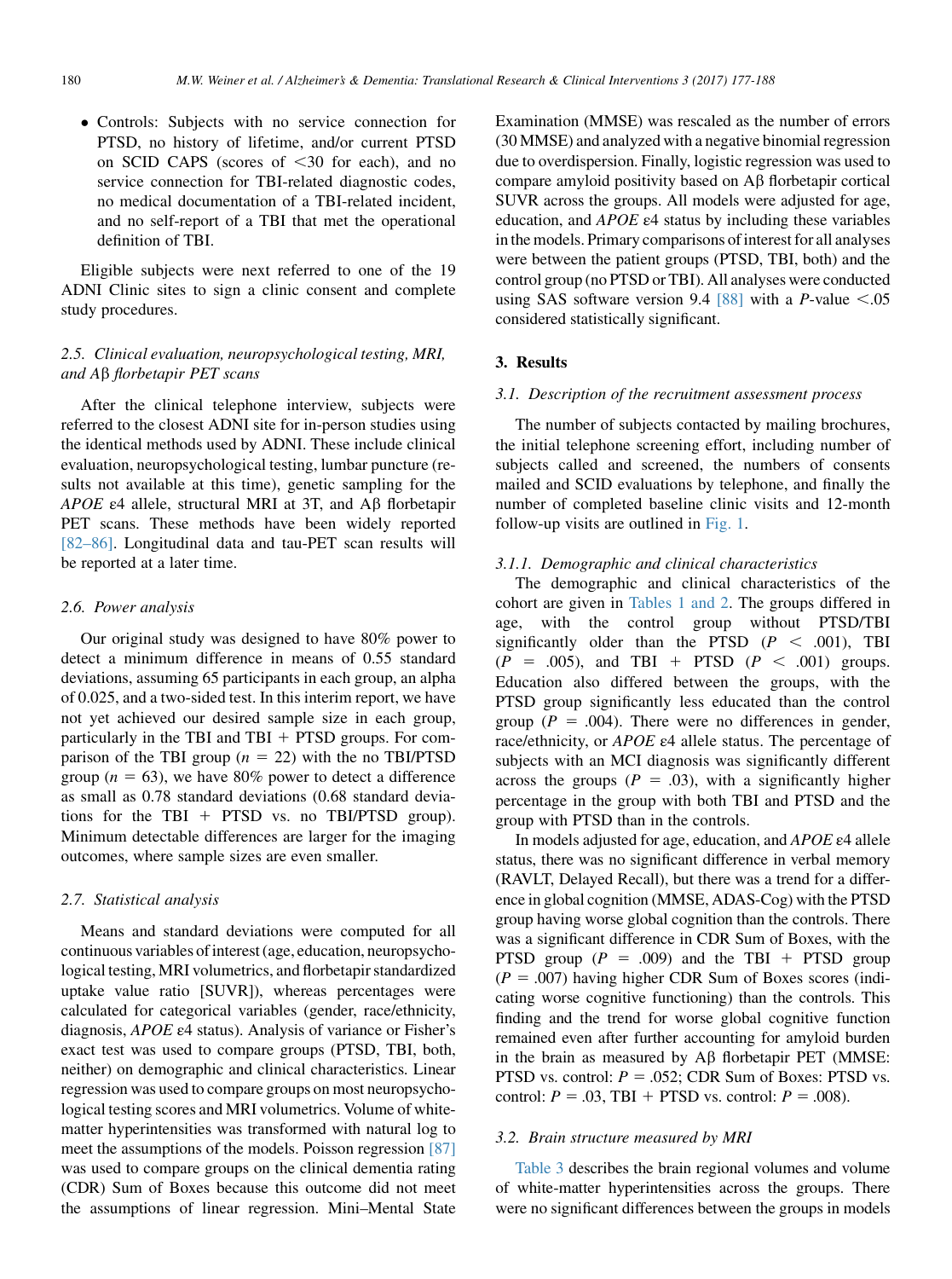- Controls: Subjects with no service connection for PTSD, no history of lifetime, and/or current PTSD on SCID CAPS (scores of <30 for each), and no service connection for TBI-related diagnostic codes, no medical documentation of a TBI-related incident, and no self-report of a TBI that met the operational definition of TBI.

Eligible subjects were next referred to one of the 19 ADNI Clinic sites to sign a clinic consent and complete study procedures.

### 2.5. Clinical evaluation, neuropsychological testing, MRI, and Aβ florbetapir PET scans

After the clinical telephone interview, subjects were referred to the closest ADNI site for in-person studies using the identical methods used by ADNI. These include clinical evaluation, neuropsychological testing, lumbar puncture (results not available at this time), genetic sampling for the *APOE* ε4 allele, structural MRI at 3T, and Aβ florbetapir PET scans. These methods have been widely reported [82–86]. Longitudinal data and tau-PET scan results will be reported at a later time.

### 2.6. Power analysis

Our original study was designed to have 80% power to detect a minimum difference in means of 0.55 standard deviations, assuming 65 participants in each group, an alpha of 0.025, and a two-sided test. In this interim report, we have not yet achieved our desired sample size in each group, particularly in the TBI and TBI + PTSD groups. For comparison of the TBI group ($n = 22$) with the no TBI/PTSD group ($n = 63$), we have 80% power to detect a difference as small as 0.78 standard deviations (0.68 standard deviations for the TBI + PTSD vs. no TBI/PTSD group). Minimum detectable differences are larger for the imaging outcomes, where sample sizes are even smaller.

### 2.7. Statistical analysis

Means and standard deviations were computed for all continuous variables of interest (age, education, neuropsychological testing, MRI volumetrics, and florbetapir standardized uptake value ratio [SUVR]), whereas percentages were calculated for categorical variables (gender, race/ethnicity, diagnosis, *APOE* ε4 status). Analysis of variance or Fisher's exact test was used to compare groups (PTSD, TBI, both, neither) on demographic and clinical characteristics. Linear regression was used to compare groups on most neuropsychological testing scores and MRI volumetrics. Volume of white-matter hyperintensities was transformed with natural log to meet the assumptions of the models. Poisson regression [87] was used to compare groups on the clinical dementia rating (CDR) Sum of Boxes because this outcome did not meet the assumptions of linear regression. Mini–Mental State Examination (MMSE) was rescaled as the number of errors (30 MMSE) and analyzed with a negative binomial regression due to overdispersion. Finally, logistic regression was used to compare amyloid positivity based on Aβ florbetapir cortical SUVR across the groups. All models were adjusted for age, education, and *APOE* ε4 status by including these variables in the models. Primary comparisons of interest for all analyses were between the patient groups (PTSD, TBI, both) and the control group (no PTSD or TBI). All analyses were conducted using SAS software version 9.4 [88] with a $P$-value <.05 considered statistically significant.

## 3. Results

### 3.1. Description of the recruitment assessment process

The number of subjects contacted by mailing brochures, the initial telephone screening effort, including number of subjects called and screened, the numbers of consents mailed and SCID evaluations by telephone, and finally the number of completed baseline clinic visits and 12-month follow-up visits are outlined in Fig. 1.

#### 3.1.1. Demographic and clinical characteristics

The demographic and clinical characteristics of the cohort are given in Tables 1 and 2. The groups differed in age, with the control group without PTSD/TBI significantly older than the PTSD ($P < .001$), TBI ($P = .005$), and TBI + PTSD ($P < .001$) groups. Education also differed between the groups, with the PTSD group significantly less educated than the control group ($P = .004$). There were no differences in gender, race/ethnicity, or *APOE* ε4 allele status. The percentage of subjects with an MCI diagnosis was significantly different across the groups ($P = .03$), with a significantly higher percentage in the group with both TBI and PTSD and the group with PTSD than in the controls.

In models adjusted for age, education, and *APOE* ε4 allele status, there was no significant difference in verbal memory (RAVLT, Delayed Recall), but there was a trend for a difference in global cognition (MMSE, ADAS-Cog) with the PTSD group having worse global cognition than the controls. There was a significant difference in CDR Sum of Boxes, with the PTSD group ($P = .009$) and the TBI + PTSD group ($P = .007$) having higher CDR Sum of Boxes scores (indicating worse cognitive functioning) than the controls. This finding and the trend for worse global cognitive function remained even after further accounting for amyloid burden in the brain as measured by Aβ florbetapir PET (MMSE: PTSD vs. control: $P = .052$; CDR Sum of Boxes: PTSD vs. control: $P = .03$, TBI + PTSD vs. control: $P = .008$).

### 3.2. Brain structure measured by MRI

Table 3 describes the brain regional volumes and volume of white-matter hyperintensities across the groups. There were no significant differences between the groups in models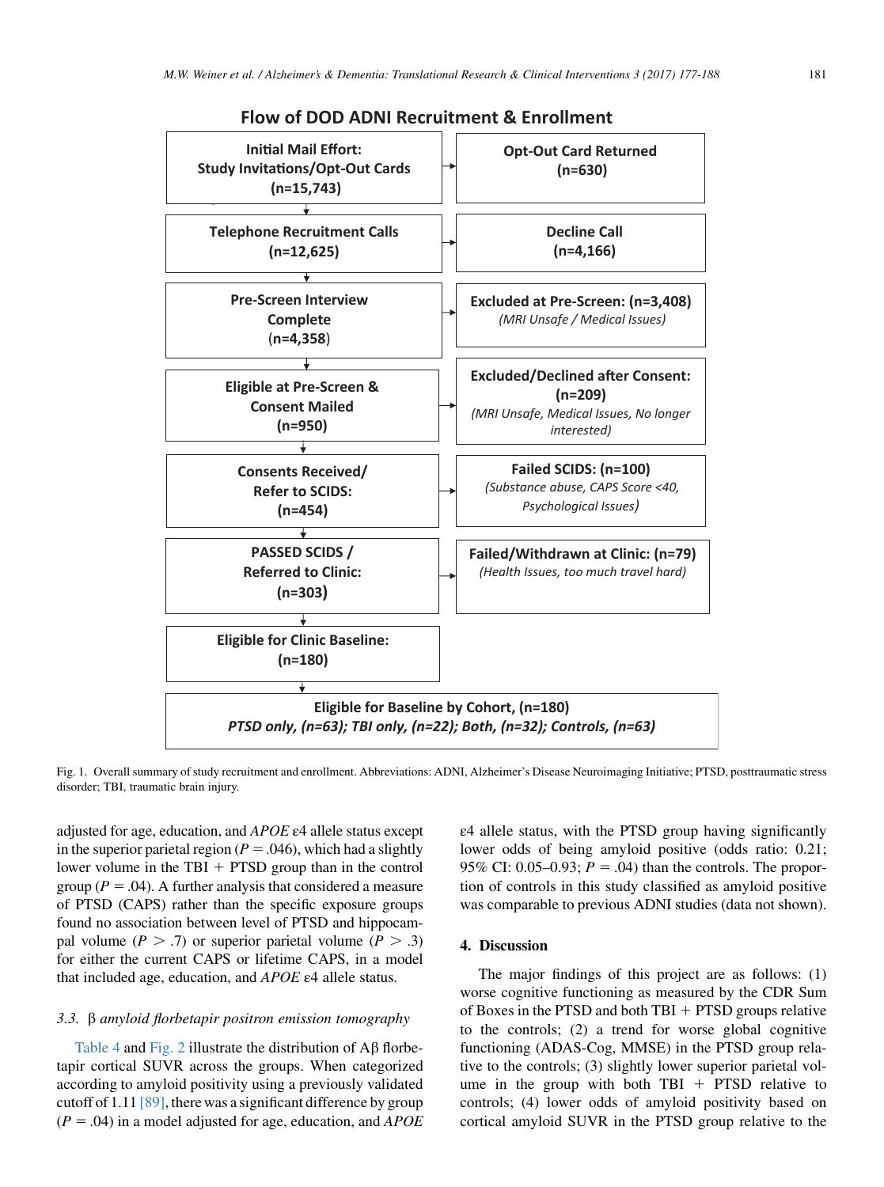**Flow of DOD ADNI Recruitment & Enrollment**

| | |
|---|---|
| **Initial Mail Effort: Study Invitations/Opt-Out Cards (n=15,743)** | **Opt-Out Card Returned (n=630)** |
| **Telephone Recruitment Calls (n=12,625)** | **Decline Call (n=4,166)** |
| **Pre-Screen Interview Complete (n=4,358)** | **Excluded at Pre-Screen: (n=3,408)** *(MRI Unsafe / Medical Issues)* |
| **Eligible at Pre-Screen & Consent Mailed (n=950)** | **Excluded/Declined after Consent: (n=209)** *(MRI Unsafe, Medical Issues, No longer interested)* |
| **Consents Received/ Refer to SCIDS: (n=454)** | **Failed SCIDS: (n=100)** *(Substance abuse, CAPS Score <40, Psychological Issues)* |
| **PASSED SCIDS / Referred to Clinic: (n=303)** | **Failed/Withdrawn at Clinic: (n=79)** *(Health Issues, too much travel hard)* |
| **Eligible for Clinic Baseline: (n=180)** | |

**Eligible for Baseline by Cohort, (n=180)**
***PTSD only, (n=63); TBI only, (n=22); Both, (n=32); Controls, (n=63)***

Fig. 1. Overall summary of study recruitment and enrollment. Abbreviations: ADNI, Alzheimer's Disease Neuroimaging Initiative; PTSD, posttraumatic stress disorder; TBI, traumatic brain injury.

adjusted for age, education, and *APOE* ε4 allele status except in the superior parietal region ($P = .046$), which had a slightly lower volume in the TBI + PTSD group than in the control group ($P = .04$). A further analysis that considered a measure of PTSD (CAPS) rather than the specific exposure groups found no association between level of PTSD and hippocampal volume ($P > .7$) or superior parietal volume ($P > .3$) for either the current CAPS or lifetime CAPS, in a model that included age, education, and *APOE* ε4 allele status.

### 3.3. β *amyloid florbetapir positron emission tomography*

Table 4 and Fig. 2 illustrate the distribution of Aβ florbetapir cortical SUVR across the groups. When categorized according to amyloid positivity using a previously validated cutoff of 1.11 [89], there was a significant difference by group ($P = .04$) in a model adjusted for age, education, and *APOE* ε4 allele status, with the PTSD group having significantly lower odds of being amyloid positive (odds ratio: 0.21; 95% CI: 0.05–0.93; $P = .04$) than the controls. The proportion of controls in this study classified as amyloid positive was comparable to previous ADNI studies (data not shown).

## 4. Discussion

The major findings of this project are as follows: (1) worse cognitive functioning as measured by the CDR Sum of Boxes in the PTSD and both TBI + PTSD groups relative to the controls; (2) a trend for worse global cognitive functioning (ADAS-Cog, MMSE) in the PTSD group relative to the controls; (3) slightly lower superior parietal volume in the group with both TBI + PTSD relative to controls; (4) lower odds of amyloid positivity based on cortical amyloid SUVR in the PTSD group relative to the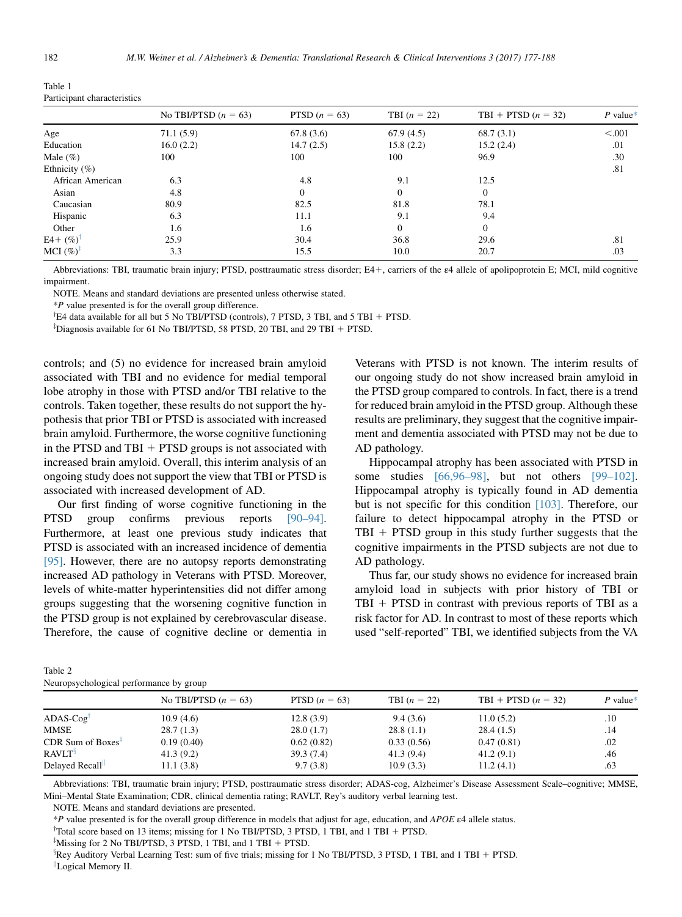Table 1
Participant characteristics

| | No TBI/PTSD ($n$ = 63) | PTSD ($n$ = 63) | TBI ($n$ = 22) | TBI + PTSD ($n$ = 32) | $P$ value* |
|---|---|---|---|---|---|
| Age | 71.1 (5.9) | 67.8 (3.6) | 67.9 (4.5) | 68.7 (3.1) | <.001 |
| Education | 16.0 (2.2) | 14.7 (2.5) | 15.8 (2.2) | 15.2 (2.4) | .01 |
| Male (%) | 100 | 100 | 100 | 96.9 | .30 |
| Ethnicity (%) | | | | | .81 |
| African American | 6.3 | 4.8 | 9.1 | 12.5 | |
| Asian | 4.8 | 0 | 0 | 0 | |
| Caucasian | 80.9 | 82.5 | 81.8 | 78.1 | |
| Hispanic | 6.3 | 11.1 | 9.1 | 9.4 | |
| Other | 1.6 | 1.6 | 0 | 0 | |
| E4+ (%)[†] | 25.9 | 30.4 | 36.8 | 29.6 | .81 |
| MCI (%)[‡] | 3.3 | 15.5 | 10.0 | 20.7 | .03 |

Abbreviations: TBI, traumatic brain injury; PTSD, posttraumatic stress disorder; E4+, carriers of the ε4 allele of apolipoprotein E; MCI, mild cognitive impairment.

NOTE. Means and standard deviations are presented unless otherwise stated.

*$P$ value presented is for the overall group difference.

[†]E4 data available for all but 5 No TBI/PTSD (controls), 7 PTSD, 3 TBI, and 5 TBI + PTSD.

[‡]Diagnosis available for 61 No TBI/PTSD, 58 PTSD, 20 TBI, and 29 TBI + PTSD.

controls; and (5) no evidence for increased brain amyloid associated with TBI and no evidence for medial temporal lobe atrophy in those with PTSD and/or TBI relative to the controls. Taken together, these results do not support the hypothesis that prior TBI or PTSD is associated with increased brain amyloid. Furthermore, the worse cognitive functioning in the PTSD and TBI + PTSD groups is not associated with increased brain amyloid. Overall, this interim analysis of an ongoing study does not support the view that TBI or PTSD is associated with increased development of AD.

Our first finding of worse cognitive functioning in the PTSD group confirms previous reports [90–94]. Furthermore, at least one previous study indicates that PTSD is associated with an increased incidence of dementia [95]. However, there are no autopsy reports demonstrating increased AD pathology in Veterans with PTSD. Moreover, levels of white-matter hyperintensities did not differ among groups suggesting that the worsening cognitive function in the PTSD group is not explained by cerebrovascular disease. Therefore, the cause of cognitive decline or dementia in Veterans with PTSD is not known. The interim results of our ongoing study do not show increased brain amyloid in the PTSD group compared to controls. In fact, there is a trend for reduced brain amyloid in the PTSD group. Although these results are preliminary, they suggest that the cognitive impairment and dementia associated with PTSD may not be due to AD pathology.

Hippocampal atrophy has been associated with PTSD in some studies [66,96–98], but not others [99–102]. Hippocampal atrophy is typically found in AD dementia but is not specific for this condition [103]. Therefore, our failure to detect hippocampal atrophy in the PTSD or TBI + PTSD group in this study further suggests that the cognitive impairments in the PTSD subjects are not due to AD pathology.

Thus far, our study shows no evidence for increased brain amyloid load in subjects with prior history of TBI or TBI + PTSD in contrast with previous reports of TBI as a risk factor for AD. In contrast to most of these reports which used "self-reported" TBI, we identified subjects from the VA

Table 2
Neuropsychological performance by group

| | No TBI/PTSD ($n$ = 63) | PTSD ($n$ = 63) | TBI ($n$ = 22) | TBI + PTSD ($n$ = 32) | $P$ value* |
|---|---|---|---|---|---|
| ADAS-Cog[†] | 10.9 (4.6) | 12.8 (3.9) | 9.4 (3.6) | 11.0 (5.2) | .10 |
| MMSE | 28.7 (1.3) | 28.0 (1.7) | 28.8 (1.1) | 28.4 (1.5) | .14 |
| CDR Sum of Boxes[‡] | 0.19 (0.40) | 0.62 (0.82) | 0.33 (0.56) | 0.47 (0.81) | .02 |
| RAVLT[§] | 41.3 (9.2) | 39.3 (7.4) | 41.3 (9.4) | 41.2 (9.1) | .46 |
| Delayed Recall[‖] | 11.1 (3.8) | 9.7 (3.8) | 10.9 (3.3) | 11.2 (4.1) | .63 |

Abbreviations: TBI, traumatic brain injury; PTSD, posttraumatic stress disorder; ADAS-cog, Alzheimer's Disease Assessment Scale–cognitive; MMSE, Mini–Mental State Examination; CDR, clinical dementia rating; RAVLT, Rey's auditory verbal learning test.

NOTE. Means and standard deviations are presented.

*$P$ value presented is for the overall group difference in models that adjust for age, education, and *APOE* ε4 allele status.

[†]Total score based on 13 items; missing for 1 No TBI/PTSD, 3 PTSD, 1 TBI, and 1 TBI + PTSD.

[‡]Missing for 2 No TBI/PTSD, 3 PTSD, 1 TBI, and 1 TBI + PTSD.

[§]Rey Auditory Verbal Learning Test: sum of five trials; missing for 1 No TBI/PTSD, 3 PTSD, 1 TBI, and 1 TBI + PTSD.

[‖]Logical Memory II.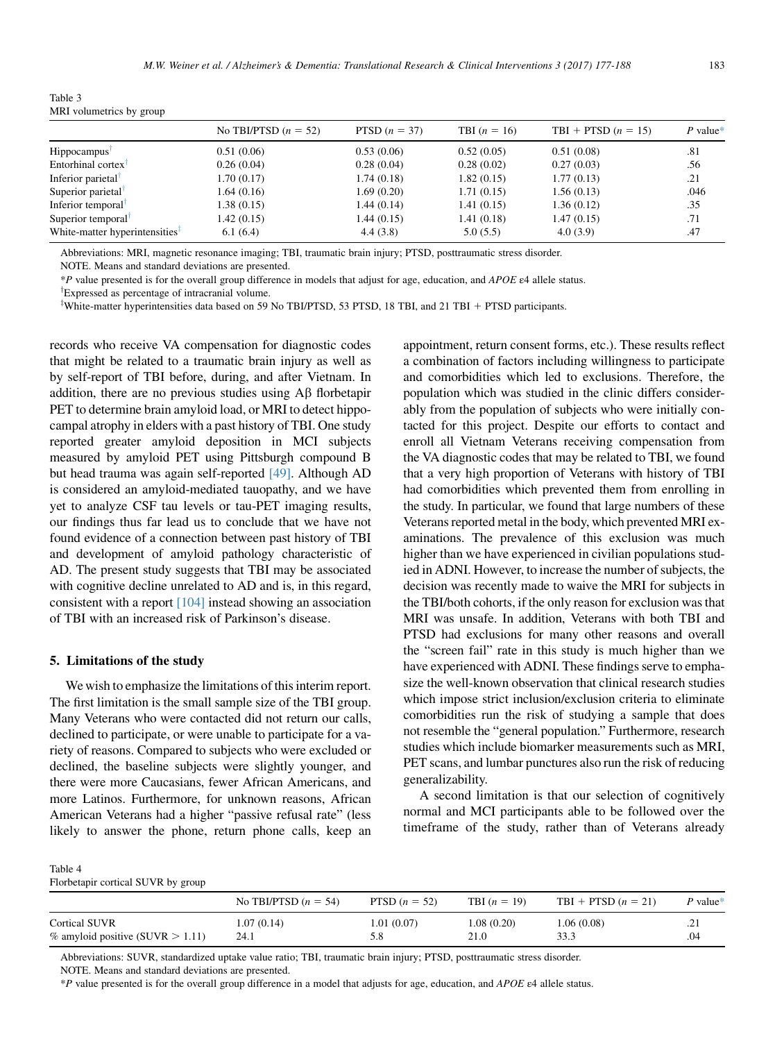Table 3
MRI volumetrics by group

| | No TBI/PTSD ($n$ = 52) | PTSD ($n$ = 37) | TBI ($n$ = 16) | TBI + PTSD ($n$ = 15) | $P$ value* |
|---|---|---|---|---|---|
| Hippocampus[†] | 0.51 (0.06) | 0.53 (0.06) | 0.52 (0.05) | 0.51 (0.08) | .81 |
| Entorhinal cortex[†] | 0.26 (0.04) | 0.28 (0.04) | 0.28 (0.02) | 0.27 (0.03) | .56 |
| Inferior parietal[†] | 1.70 (0.17) | 1.74 (0.18) | 1.82 (0.15) | 1.77 (0.13) | .21 |
| Superior parietal[†] | 1.64 (0.16) | 1.69 (0.20) | 1.71 (0.15) | 1.56 (0.13) | .046 |
| Inferior temporal[†] | 1.38 (0.15) | 1.44 (0.14) | 1.41 (0.15) | 1.36 (0.12) | .35 |
| Superior temporal[†] | 1.42 (0.15) | 1.44 (0.15) | 1.41 (0.18) | 1.47 (0.15) | .71 |
| White-matter hyperintensities[‡] | 6.1 (6.4) | 4.4 (3.8) | 5.0 (5.5) | 4.0 (3.9) | .47 |

Abbreviations: MRI, magnetic resonance imaging; TBI, traumatic brain injury; PTSD, posttraumatic stress disorder.
NOTE. Means and standard deviations are presented.
*$P$ value presented is for the overall group difference in models that adjust for age, education, and *APOE* ε4 allele status.
[†]Expressed as percentage of intracranial volume.
[‡]White-matter hyperintensities data based on 59 No TBI/PTSD, 53 PTSD, 18 TBI, and 21 TBI + PTSD participants.

records who receive VA compensation for diagnostic codes that might be related to a traumatic brain injury as well as by self-report of TBI before, during, and after Vietnam. In addition, there are no previous studies using Aβ florbetapir PET to determine brain amyloid load, or MRI to detect hippocampal atrophy in elders with a past history of TBI. One study reported greater amyloid deposition in MCI subjects measured by amyloid PET using Pittsburgh compound B but head trauma was again self-reported [49]. Although AD is considered an amyloid-mediated tauopathy, and we have yet to analyze CSF tau levels or tau-PET imaging results, our findings thus far lead us to conclude that we have not found evidence of a connection between past history of TBI and development of amyloid pathology characteristic of AD. The present study suggests that TBI may be associated with cognitive decline unrelated to AD and is, in this regard, consistent with a report [104] instead showing an association of TBI with an increased risk of Parkinson's disease.

## 5. Limitations of the study

We wish to emphasize the limitations of this interim report. The first limitation is the small sample size of the TBI group. Many Veterans who were contacted did not return our calls, declined to participate, or were unable to participate for a variety of reasons. Compared to subjects who were excluded or declined, the baseline subjects were slightly younger, and there were more Caucasians, fewer African Americans, and more Latinos. Furthermore, for unknown reasons, African American Veterans had a higher "passive refusal rate" (less likely to answer the phone, return phone calls, keep an appointment, return consent forms, etc.). These results reflect a combination of factors including willingness to participate and comorbidities which led to exclusions. Therefore, the population which was studied in the clinic differs considerably from the population of subjects who were initially contacted for this project. Despite our efforts to contact and enroll all Vietnam Veterans receiving compensation from the VA diagnostic codes that may be related to TBI, we found that a very high proportion of Veterans with history of TBI had comorbidities which prevented them from enrolling in the study. In particular, we found that large numbers of these Veterans reported metal in the body, which prevented MRI examinations. The prevalence of this exclusion was much higher than we have experienced in civilian populations studied in ADNI. However, to increase the number of subjects, the decision was recently made to waive the MRI for subjects in the TBI/both cohorts, if the only reason for exclusion was that MRI was unsafe. In addition, Veterans with both TBI and PTSD had exclusions for many other reasons and overall the "screen fail" rate in this study is much higher than we have experienced with ADNI. These findings serve to emphasize the well-known observation that clinical research studies which impose strict inclusion/exclusion criteria to eliminate comorbidities run the risk of studying a sample that does not resemble the "general population." Furthermore, research studies which include biomarker measurements such as MRI, PET scans, and lumbar punctures also run the risk of reducing generalizability.

A second limitation is that our selection of cognitively normal and MCI participants able to be followed over the timeframe of the study, rather than of Veterans already

Table 4
Florbetapir cortical SUVR by group

| | No TBI/PTSD ($n$ = 54) | PTSD ($n$ = 52) | TBI ($n$ = 19) | TBI + PTSD ($n$ = 21) | $P$ value* |
|---|---|---|---|---|---|
| Cortical SUVR | 1.07 (0.14) | 1.01 (0.07) | 1.08 (0.20) | 1.06 (0.08) | .21 |
| % amyloid positive (SUVR > 1.11) | 24.1 | 5.8 | 21.0 | 33.3 | .04 |

Abbreviations: SUVR, standardized uptake value ratio; TBI, traumatic brain injury; PTSD, posttraumatic stress disorder.
NOTE. Means and standard deviations are presented.
*$P$ value presented is for the overall group difference in a model that adjusts for age, education, and *APOE* ε4 allele status.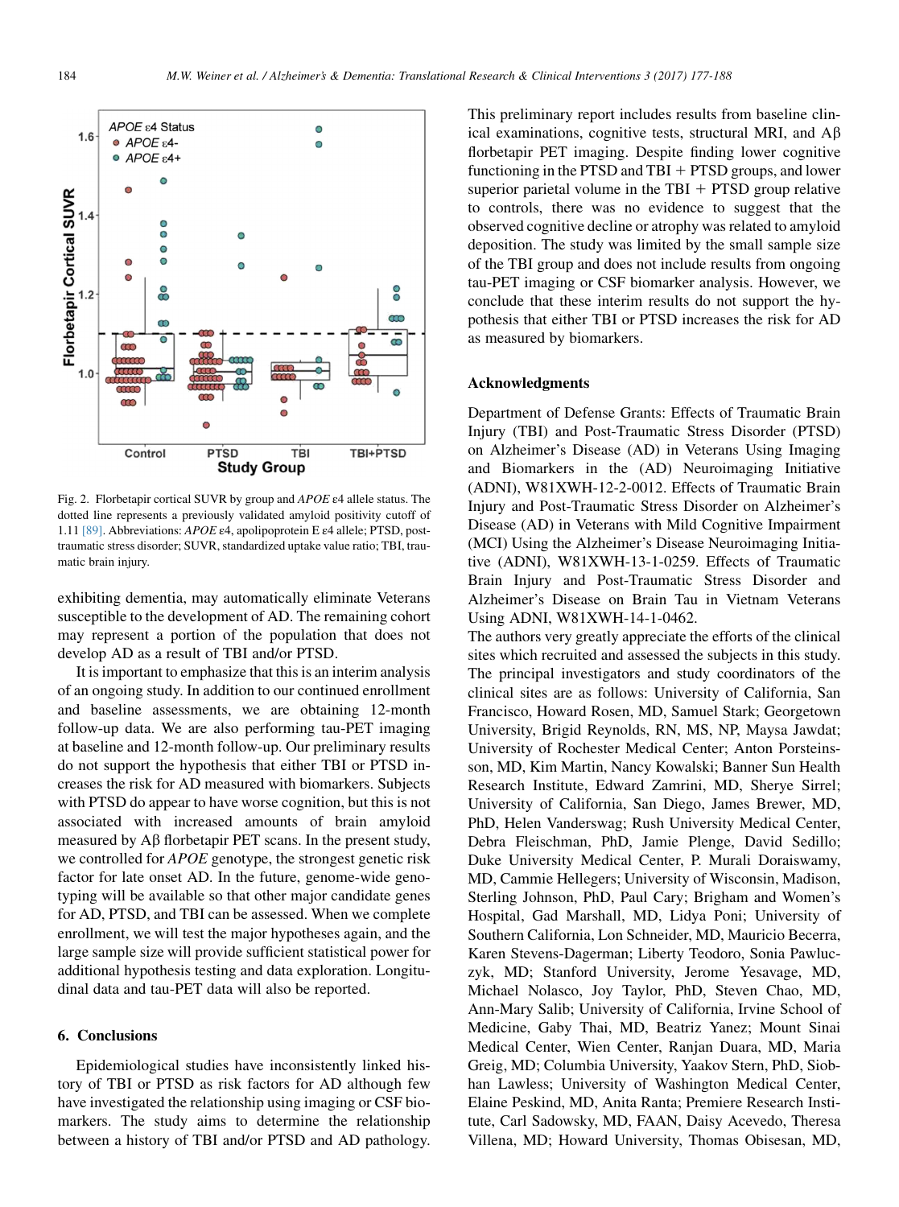Fig. 2. Florbetapir cortical SUVR by group and *APOE* ε4 allele status. The dotted line represents a previously validated amyloid positivity cutoff of 1.11 [89]. Abbreviations: *APOE* ε4, apolipoprotein E ε4 allele; PTSD, post-traumatic stress disorder; SUVR, standardized uptake value ratio; TBI, traumatic brain injury.

exhibiting dementia, may automatically eliminate Veterans susceptible to the development of AD. The remaining cohort may represent a portion of the population that does not develop AD as a result of TBI and/or PTSD.

It is important to emphasize that this is an interim analysis of an ongoing study. In addition to our continued enrollment and baseline assessments, we are obtaining 12-month follow-up data. We are also performing tau-PET imaging at baseline and 12-month follow-up. Our preliminary results do not support the hypothesis that either TBI or PTSD increases the risk for AD measured with biomarkers. Subjects with PTSD do appear to have worse cognition, but this is not associated with increased amounts of brain amyloid measured by Aβ florbetapir PET scans. In the present study, we controlled for *APOE* genotype, the strongest genetic risk factor for late onset AD. In the future, genome-wide genotyping will be available so that other major candidate genes for AD, PTSD, and TBI can be assessed. When we complete enrollment, we will test the major hypotheses again, and the large sample size will provide sufficient statistical power for additional hypothesis testing and data exploration. Longitudinal data and tau-PET data will also be reported.

## 6. Conclusions

Epidemiological studies have inconsistently linked history of TBI or PTSD as risk factors for AD although few have investigated the relationship using imaging or CSF biomarkers. The study aims to determine the relationship between a history of TBI and/or PTSD and AD pathology. This preliminary report includes results from baseline clinical examinations, cognitive tests, structural MRI, and Aβ florbetapir PET imaging. Despite finding lower cognitive functioning in the PTSD and TBI + PTSD groups, and lower superior parietal volume in the TBI + PTSD group relative to controls, there was no evidence to suggest that the observed cognitive decline or atrophy was related to amyloid deposition. The study was limited by the small sample size of the TBI group and does not include results from ongoing tau-PET imaging or CSF biomarker analysis. However, we conclude that these interim results do not support the hypothesis that either TBI or PTSD increases the risk for AD as measured by biomarkers.

## Acknowledgments

Department of Defense Grants: Effects of Traumatic Brain Injury (TBI) and Post-Traumatic Stress Disorder (PTSD) on Alzheimer's Disease (AD) in Veterans Using Imaging and Biomarkers in the (AD) Neuroimaging Initiative (ADNI), W81XWH-12-2-0012. Effects of Traumatic Brain Injury and Post-Traumatic Stress Disorder on Alzheimer's Disease (AD) in Veterans with Mild Cognitive Impairment (MCI) Using the Alzheimer's Disease Neuroimaging Initiative (ADNI), W81XWH-13-1-0259. Effects of Traumatic Brain Injury and Post-Traumatic Stress Disorder and Alzheimer's Disease on Brain Tau in Vietnam Veterans Using ADNI, W81XWH-14-1-0462.

The authors very greatly appreciate the efforts of the clinical sites which recruited and assessed the subjects in this study. The principal investigators and study coordinators of the clinical sites are as follows: University of California, San Francisco, Howard Rosen, MD, Samuel Stark; Georgetown University, Brigid Reynolds, RN, MS, NP, Maysa Jawdat; University of Rochester Medical Center; Anton Porsteinsson, MD, Kim Martin, Nancy Kowalski; Banner Sun Health Research Institute, Edward Zamrini, MD, Sherye Sirrel; University of California, San Diego, James Brewer, MD, PhD, Helen Vanderswag; Rush University Medical Center, Debra Fleischman, PhD, Jamie Plenge, David Sedillo; Duke University Medical Center, P. Murali Doraiswamy, MD, Cammie Hellegers; University of Wisconsin, Madison, Sterling Johnson, PhD, Paul Cary; Brigham and Women's Hospital, Gad Marshall, MD, Lidya Poni; University of Southern California, Lon Schneider, MD, Mauricio Becerra, Karen Stevens-Dagerman; Liberty Teodoro, Sonia Pawluczyk, MD; Stanford University, Jerome Yesavage, MD, Michael Nolasco, Joy Taylor, PhD, Steven Chao, MD, Ann-Mary Salib; University of California, Irvine School of Medicine, Gaby Thai, MD, Beatriz Yanez; Mount Sinai Medical Center, Wien Center, Ranjan Duara, MD, Maria Greig, MD; Columbia University, Yaakov Stern, PhD, Siobhan Lawless; University of Washington Medical Center, Elaine Peskind, MD, Anita Ranta; Premiere Research Institute, Carl Sadowsky, MD, FAAN, Daisy Acevedo, Theresa Villena, MD; Howard University, Thomas Obisesan, MD,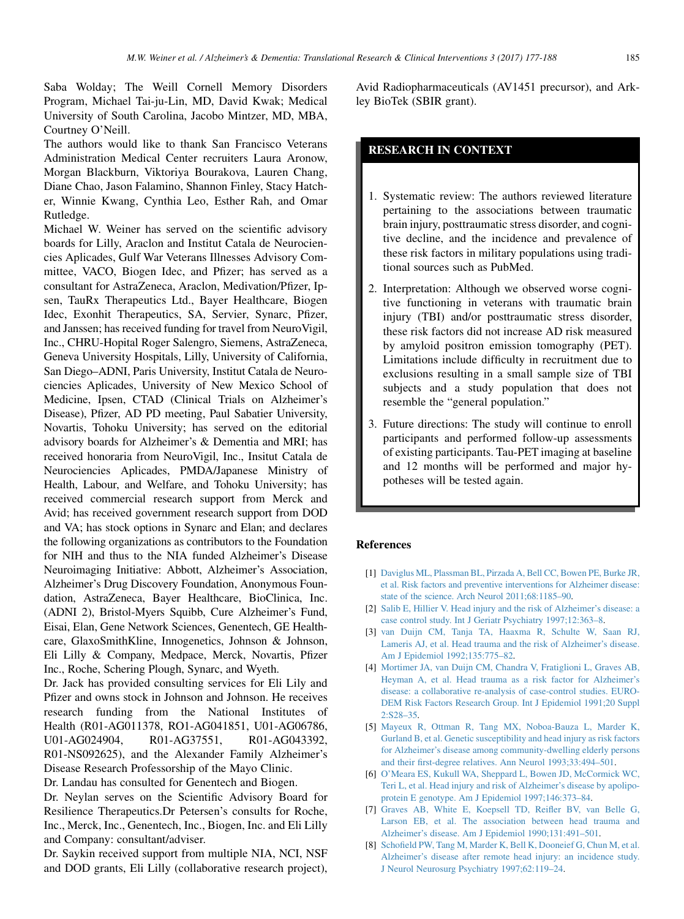Saba Wolday; The Weill Cornell Memory Disorders Program, Michael Tai-ju-Lin, MD, David Kwak; Medical University of South Carolina, Jacobo Mintzer, MD, MBA, Courtney O'Neill.

The authors would like to thank San Francisco Veterans Administration Medical Center recruiters Laura Aronow, Morgan Blackburn, Viktoriya Bourakova, Lauren Chang, Diane Chao, Jason Falamino, Shannon Finley, Stacy Hatcher, Winnie Kwang, Cynthia Leo, Esther Rah, and Omar Rutledge.

Michael W. Weiner has served on the scientific advisory boards for Lilly, Araclon and Institut Catala de Neurociencies Aplicades, Gulf War Veterans Illnesses Advisory Committee, VACO, Biogen Idec, and Pfizer; has served as a consultant for AstraZeneca, Araclon, Medivation/Pfizer, Ipsen, TauRx Therapeutics Ltd., Bayer Healthcare, Biogen Idec, Exonhit Therapeutics, SA, Servier, Synarc, Pfizer, and Janssen; has received funding for travel from NeuroVigil, Inc., CHRU-Hopital Roger Salengro, Siemens, AstraZeneca, Geneva University Hospitals, Lilly, University of California, San Diego–ADNI, Paris University, Institut Catala de Neurociencies Aplicades, University of New Mexico School of Medicine, Ipsen, CTAD (Clinical Trials on Alzheimer's Disease), Pfizer, AD PD meeting, Paul Sabatier University, Novartis, Tohoku University; has served on the editorial advisory boards for Alzheimer's & Dementia and MRI; has received honoraria from NeuroVigil, Inc., Insitut Catala de Neurociencies Aplicades, PMDA/Japanese Ministry of Health, Labour, and Welfare, and Tohoku University; has received commercial research support from Merck and Avid; has received government research support from DOD and VA; has stock options in Synarc and Elan; and declares the following organizations as contributors to the Foundation for NIH and thus to the NIA funded Alzheimer's Disease Neuroimaging Initiative: Abbott, Alzheimer's Association, Alzheimer's Drug Discovery Foundation, Anonymous Foundation, AstraZeneca, Bayer Healthcare, BioClinica, Inc. (ADNI 2), Bristol-Myers Squibb, Cure Alzheimer's Fund, Eisai, Elan, Gene Network Sciences, Genentech, GE Healthcare, GlaxoSmithKline, Innogenetics, Johnson & Johnson, Eli Lilly & Company, Medpace, Merck, Novartis, Pfizer Inc., Roche, Schering Plough, Synarc, and Wyeth.

Dr. Jack has provided consulting services for Eli Lily and Pfizer and owns stock in Johnson and Johnson. He receives research funding from the National Institutes of Health (R01-AG011378, RO1-AG041851, U01-AG06786, U01-AG024904, R01-AG37551, R01-AG043392, R01-NS092625), and the Alexander Family Alzheimer's Disease Research Professorship of the Mayo Clinic.

Dr. Landau has consulted for Genentech and Biogen.

Dr. Neylan serves on the Scientific Advisory Board for Resilience Therapeutics.Dr Petersen's consults for Roche, Inc., Merck, Inc., Genentech, Inc., Biogen, Inc. and Eli Lilly and Company: consultant/adviser.

Dr. Saykin received support from multiple NIA, NCI, NSF and DOD grants, Eli Lilly (collaborative research project), Avid Radiopharmaceuticals (AV1451 precursor), and Arkley BioTek (SBIR grant).

## RESEARCH IN CONTEXT

1. Systematic review: The authors reviewed literature pertaining to the associations between traumatic brain injury, posttraumatic stress disorder, and cognitive decline, and the incidence and prevalence of these risk factors in military populations using traditional sources such as PubMed.
2. Interpretation: Although we observed worse cognitive functioning in veterans with traumatic brain injury (TBI) and/or posttraumatic stress disorder, these risk factors did not increase AD risk measured by amyloid positron emission tomography (PET). Limitations include difficulty in recruitment due to exclusions resulting in a small sample size of TBI subjects and a study population that does not resemble the "general population."
3. Future directions: The study will continue to enroll participants and performed follow-up assessments of existing participants. Tau-PET imaging at baseline and 12 months will be performed and major hypotheses will be tested again.

## References

[1] Daviglus ML, Plassman BL, Pirzada A, Bell CC, Bowen PE, Burke JR, et al. Risk factors and preventive interventions for Alzheimer disease: state of the science. Arch Neurol 2011;68:1185–90.

[2] Salib E, Hillier V. Head injury and the risk of Alzheimer's disease: a case control study. Int J Geriatr Psychiatry 1997;12:363–8.

[3] van Duijn CM, Tanja TA, Haaxma R, Schulte W, Saan RJ, Lameris AJ, et al. Head trauma and the risk of Alzheimer's disease. Am J Epidemiol 1992;135:775–82.

[4] Mortimer JA, van Duijn CM, Chandra V, Fratiglioni L, Graves AB, Heyman A, et al. Head trauma as a risk factor for Alzheimer's disease: a collaborative re-analysis of case-control studies. EURODEM Risk Factors Research Group. Int J Epidemiol 1991;20 Suppl 2:S28–35.

[5] Mayeux R, Ottman R, Tang MX, Noboa-Bauza L, Marder K, Gurland B, et al. Genetic susceptibility and head injury as risk factors for Alzheimer's disease among community-dwelling elderly persons and their first-degree relatives. Ann Neurol 1993;33:494–501.

[6] O'Meara ES, Kukull WA, Sheppard L, Bowen JD, McCormick WC, Teri L, et al. Head injury and risk of Alzheimer's disease by apolipoprotein E genotype. Am J Epidemiol 1997;146:373–84.

[7] Graves AB, White E, Koepsell TD, Reifler BV, van Belle G, Larson EB, et al. The association between head trauma and Alzheimer's disease. Am J Epidemiol 1990;131:491–501.

[8] Schofield PW, Tang M, Marder K, Bell K, Dooneief G, Chun M, et al. Alzheimer's disease after remote head injury: an incidence study. J Neurol Neurosurg Psychiatry 1997;62:119–24.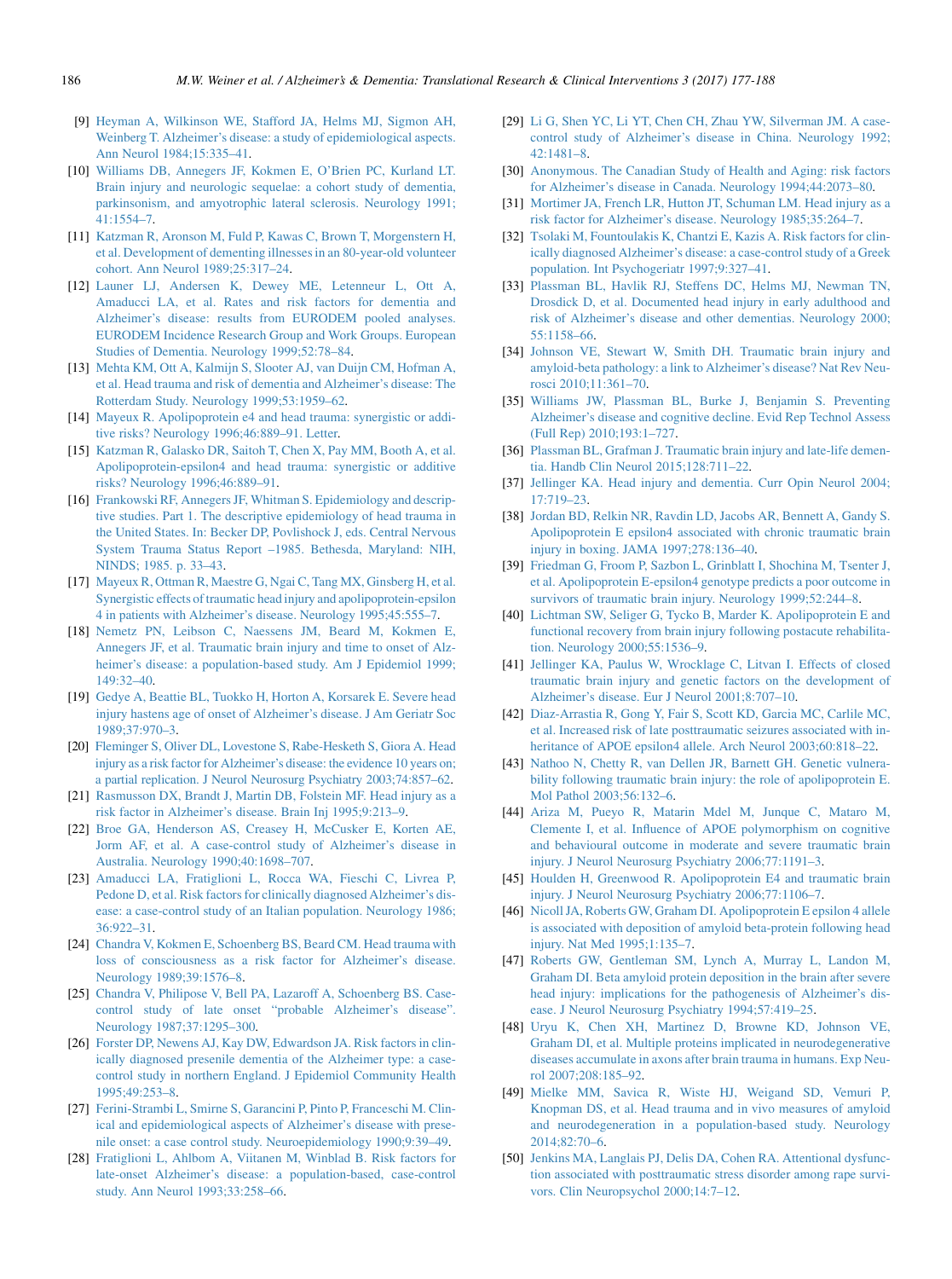[9] Heyman A, Wilkinson WE, Stafford JA, Helms MJ, Sigmon AH, Weinberg T. Alzheimer's disease: a study of epidemiological aspects. Ann Neurol 1984;15:335–41.

[10] Williams DB, Annegers JF, Kokmen E, O'Brien PC, Kurland LT. Brain injury and neurologic sequelae: a cohort study of dementia, parkinsonism, and amyotrophic lateral sclerosis. Neurology 1991; 41:1554–7.

[11] Katzman R, Aronson M, Fuld P, Kawas C, Brown T, Morgenstern H, et al. Development of dementing illnesses in an 80-year-old volunteer cohort. Ann Neurol 1989;25:317–24.

[12] Launer LJ, Andersen K, Dewey ME, Letenneur L, Ott A, Amaducci LA, et al. Rates and risk factors for dementia and Alzheimer's disease: results from EURODEM pooled analyses. EURODEM Incidence Research Group and Work Groups. European Studies of Dementia. Neurology 1999;52:78–84.

[13] Mehta KM, Ott A, Kalmijn S, Slooter AJ, van Duijn CM, Hofman A, et al. Head trauma and risk of dementia and Alzheimer's disease: The Rotterdam Study. Neurology 1999;53:1959–62.

[14] Mayeux R. Apolipoprotein e4 and head trauma: synergistic or additive risks? Neurology 1996;46:889–91. Letter.

[15] Katzman R, Galasko DR, Saitoh T, Chen X, Pay MM, Booth A, et al. Apolipoprotein-epsilon4 and head trauma: synergistic or additive risks? Neurology 1996;46:889–91.

[16] Frankowski RF, Annegers JF, Whitman S. Epidemiology and descriptive studies. Part 1. The descriptive epidemiology of head trauma in the United States. In: Becker DP, Povlishock J, eds. Central Nervous System Trauma Status Report –1985. Bethesda, Maryland: NIH, NINDS; 1985. p. 33–43.

[17] Mayeux R, Ottman R, Maestre G, Ngai C, Tang MX, Ginsberg H, et al. Synergistic effects of traumatic head injury and apolipoprotein-epsilon 4 in patients with Alzheimer's disease. Neurology 1995;45:555–7.

[18] Nemetz PN, Leibson C, Naessens JM, Beard M, Kokmen E, Annegers JF, et al. Traumatic brain injury and time to onset of Alzheimer's disease: a population-based study. Am J Epidemiol 1999; 149:32–40.

[19] Gedye A, Beattie BL, Tuokko H, Horton A, Korsarek E. Severe head injury hastens age of onset of Alzheimer's disease. J Am Geriatr Soc 1989;37:970–3.

[20] Fleminger S, Oliver DL, Lovestone S, Rabe-Hesketh S, Giora A. Head injury as a risk factor for Alzheimer's disease: the evidence 10 years on; a partial replication. J Neurol Neurosurg Psychiatry 2003;74:857–62.

[21] Rasmusson DX, Brandt J, Martin DB, Folstein MF. Head injury as a risk factor in Alzheimer's disease. Brain Inj 1995;9:213–9.

[22] Broe GA, Henderson AS, Creasey H, McCusker E, Korten AE, Jorm AF, et al. A case-control study of Alzheimer's disease in Australia. Neurology 1990;40:1698–707.

[23] Amaducci LA, Fratiglioni L, Rocca WA, Fieschi C, Livrea P, Pedone D, et al. Risk factors for clinically diagnosed Alzheimer's disease: a case-control study of an Italian population. Neurology 1986; 36:922–31.

[24] Chandra V, Kokmen E, Schoenberg BS, Beard CM. Head trauma with loss of consciousness as a risk factor for Alzheimer's disease. Neurology 1989;39:1576–8.

[25] Chandra V, Philipose V, Bell PA, Lazaroff A, Schoenberg BS. Case-control study of late onset "probable Alzheimer's disease". Neurology 1987;37:1295–300.

[26] Forster DP, Newens AJ, Kay DW, Edwardson JA. Risk factors in clinically diagnosed presenile dementia of the Alzheimer type: a case-control study in northern England. J Epidemiol Community Health 1995;49:253–8.

[27] Ferini-Strambi L, Smirne S, Garancini P, Pinto P, Franceschi M. Clinical and epidemiological aspects of Alzheimer's disease with presenile onset: a case control study. Neuroepidemiology 1990;9:39–49.

[28] Fratiglioni L, Ahlbom A, Viitanen M, Winblad B. Risk factors for late-onset Alzheimer's disease: a population-based, case-control study. Ann Neurol 1993;33:258–66.

[29] Li G, Shen YC, Li YT, Chen CH, Zhau YW, Silverman JM. A case-control study of Alzheimer's disease in China. Neurology 1992; 42:1481–8.

[30] Anonymous. The Canadian Study of Health and Aging: risk factors for Alzheimer's disease in Canada. Neurology 1994;44:2073–80.

[31] Mortimer JA, French LR, Hutton JT, Schuman LM. Head injury as a risk factor for Alzheimer's disease. Neurology 1985;35:264–7.

[32] Tsolaki M, Fountoulakis K, Chantzi E, Kazis A. Risk factors for clinically diagnosed Alzheimer's disease: a case-control study of a Greek population. Int Psychogeriatr 1997;9:327–41.

[33] Plassman BL, Havlik RJ, Steffens DC, Helms MJ, Newman TN, Drosdick D, et al. Documented head injury in early adulthood and risk of Alzheimer's disease and other dementias. Neurology 2000; 55:1158–66.

[34] Johnson VE, Stewart W, Smith DH. Traumatic brain injury and amyloid-beta pathology: a link to Alzheimer's disease? Nat Rev Neurosci 2010;11:361–70.

[35] Williams JW, Plassman BL, Burke J, Benjamin S. Preventing Alzheimer's disease and cognitive decline. Evid Rep Technol Assess (Full Rep) 2010;193:1–727.

[36] Plassman BL, Grafman J. Traumatic brain injury and late-life dementia. Handb Clin Neurol 2015;128:711–22.

[37] Jellinger KA. Head injury and dementia. Curr Opin Neurol 2004; 17:719–23.

[38] Jordan BD, Relkin NR, Ravdin LD, Jacobs AR, Bennett A, Gandy S. Apolipoprotein E epsilon4 associated with chronic traumatic brain injury in boxing. JAMA 1997;278:136–40.

[39] Friedman G, Froom P, Sazbon L, Grinblatt I, Shochina M, Tsenter J, et al. Apolipoprotein E-epsilon4 genotype predicts a poor outcome in survivors of traumatic brain injury. Neurology 1999;52:244–8.

[40] Lichtman SW, Seliger G, Tycko B, Marder K. Apolipoprotein E and functional recovery from brain injury following postacute rehabilitation. Neurology 2000;55:1536–9.

[41] Jellinger KA, Paulus W, Wrocklage C, Litvan I. Effects of closed traumatic brain injury and genetic factors on the development of Alzheimer's disease. Eur J Neurol 2001;8:707–10.

[42] Diaz-Arrastia R, Gong Y, Fair S, Scott KD, Garcia MC, Carlile MC, et al. Increased risk of late posttraumatic seizures associated with inheritance of APOE epsilon4 allele. Arch Neurol 2003;60:818–22.

[43] Nathoo N, Chetty R, van Dellen JR, Barnett GH. Genetic vulnerability following traumatic brain injury: the role of apolipoprotein E. Mol Pathol 2003;56:132–6.

[44] Ariza M, Pueyo R, Matarin Mdel M, Junque C, Mataro M, Clemente I, et al. Influence of APOE polymorphism on cognitive and behavioural outcome in moderate and severe traumatic brain injury. J Neurol Neurosurg Psychiatry 2006;77:1191–3.

[45] Houlden H, Greenwood R. Apolipoprotein E4 and traumatic brain injury. J Neurol Neurosurg Psychiatry 2006;77:1106–7.

[46] Nicoll JA, Roberts GW, Graham DI. Apolipoprotein E epsilon 4 allele is associated with deposition of amyloid beta-protein following head injury. Nat Med 1995;1:135–7.

[47] Roberts GW, Gentleman SM, Lynch A, Murray L, Landon M, Graham DI. Beta amyloid protein deposition in the brain after severe head injury: implications for the pathogenesis of Alzheimer's disease. J Neurol Neurosurg Psychiatry 1994;57:419–25.

[48] Uryu K, Chen XH, Martinez D, Browne KD, Johnson VE, Graham DI, et al. Multiple proteins implicated in neurodegenerative diseases accumulate in axons after brain trauma in humans. Exp Neurol 2007;208:185–92.

[49] Mielke MM, Savica R, Wiste HJ, Weigand SD, Vemuri P, Knopman DS, et al. Head trauma and in vivo measures of amyloid and neurodegeneration in a population-based study. Neurology 2014;82:70–6.

[50] Jenkins MA, Langlais PJ, Delis DA, Cohen RA. Attentional dysfunction associated with posttraumatic stress disorder among rape survivors. Clin Neuropsychol 2000;14:7–12.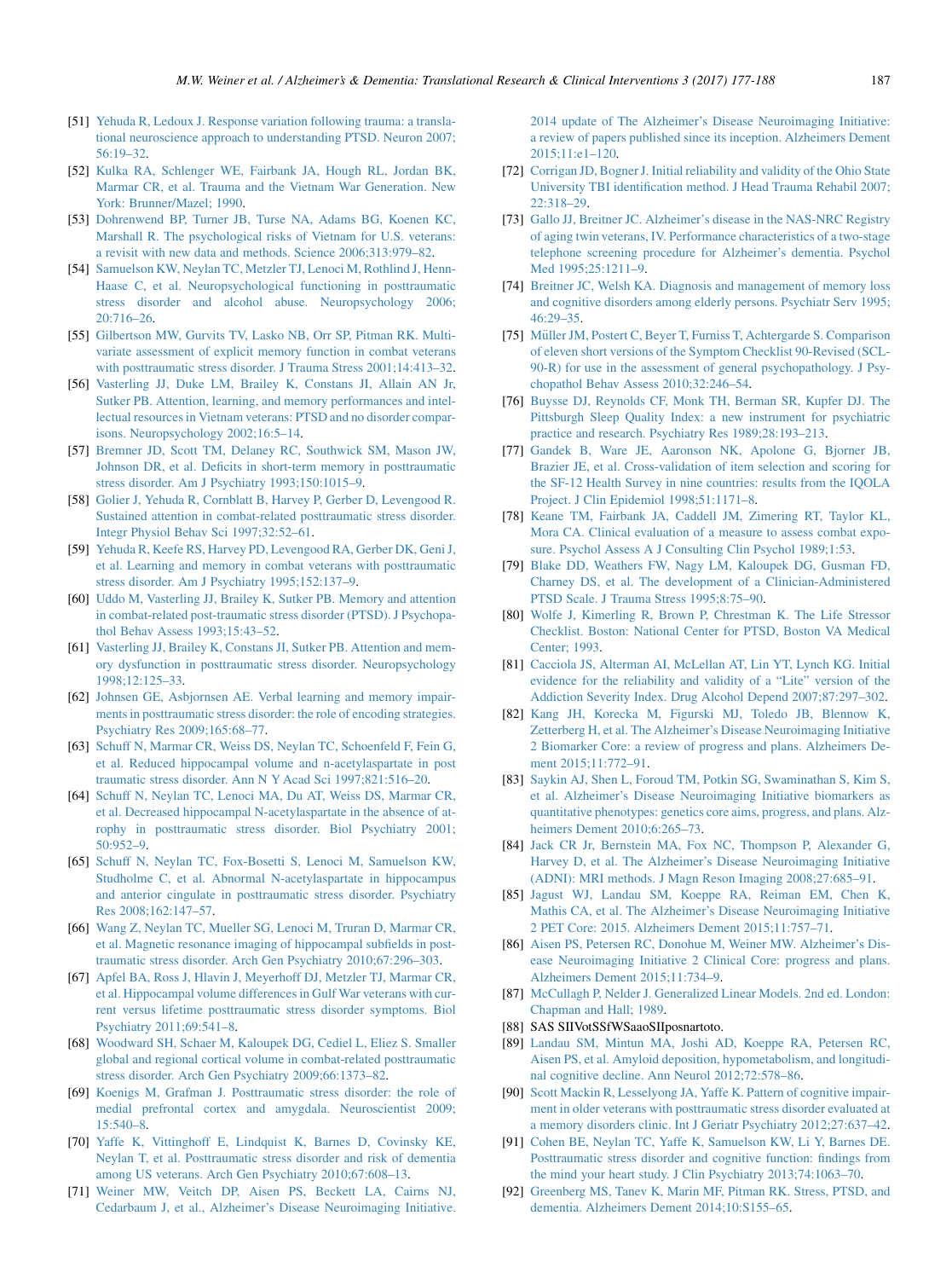[51] Yehuda R, Ledoux J. Response variation following trauma: a translational neuroscience approach to understanding PTSD. Neuron 2007; 56:19–32.

[52] Kulka RA, Schlenger WE, Fairbank JA, Hough RL, Jordan BK, Marmar CR, et al. Trauma and the Vietnam War Generation. New York: Brunner/Mazel; 1990.

[53] Dohrenwend BP, Turner JB, Turse NA, Adams BG, Koenen KC, Marshall R. The psychological risks of Vietnam for U.S. veterans: a revisit with new data and methods. Science 2006;313:979–82.

[54] Samuelson KW, Neylan TC, Metzler TJ, Lenoci M, Rothlind J, Henn-Haase C, et al. Neuropsychological functioning in posttraumatic stress disorder and alcohol abuse. Neuropsychology 2006; 20:716–26.

[55] Gilbertson MW, Gurvits TV, Lasko NB, Orr SP, Pitman RK. Multivariate assessment of explicit memory function in combat veterans with posttraumatic stress disorder. J Trauma Stress 2001;14:413–32.

[56] Vasterling JJ, Duke LM, Brailey K, Constans JI, Allain AN Jr, Sutker PB. Attention, learning, and memory performances and intellectual resources in Vietnam veterans: PTSD and no disorder comparisons. Neuropsychology 2002;16:5–14.

[57] Bremner JD, Scott TM, Delaney RC, Southwick SM, Mason JW, Johnson DR, et al. Deficits in short-term memory in posttraumatic stress disorder. Am J Psychiatry 1993;150:1015–9.

[58] Golier J, Yehuda R, Cornblatt B, Harvey P, Gerber D, Levengood R. Sustained attention in combat-related posttraumatic stress disorder. Integr Physiol Behav Sci 1997;32:52–61.

[59] Yehuda R, Keefe RS, Harvey PD, Levengood RA, Gerber DK, Geni J, et al. Learning and memory in combat veterans with posttraumatic stress disorder. Am J Psychiatry 1995;152:137–9.

[60] Uddo M, Vasterling JJ, Brailey K, Sutker PB. Memory and attention in combat-related post-traumatic stress disorder (PTSD). J Psychopathol Behav Assess 1993;15:43–52.

[61] Vasterling JJ, Brailey K, Constans JI, Sutker PB. Attention and memory dysfunction in posttraumatic stress disorder. Neuropsychology 1998;12:125–33.

[62] Johnsen GE, Asbjornsen AE. Verbal learning and memory impairments in posttraumatic stress disorder: the role of encoding strategies. Psychiatry Res 2009;165:68–77.

[63] Schuff N, Marmar CR, Weiss DS, Neylan TC, Schoenfeld F, Fein G, et al. Reduced hippocampal volume and n-acetylaspartate in post traumatic stress disorder. Ann N Y Acad Sci 1997;821:516–20.

[64] Schuff N, Neylan TC, Lenoci MA, Du AT, Weiss DS, Marmar CR, et al. Decreased hippocampal N-acetylaspartate in the absence of atrophy in posttraumatic stress disorder. Biol Psychiatry 2001; 50:952–9.

[65] Schuff N, Neylan TC, Fox-Bosetti S, Lenoci M, Samuelson KW, Studholme C, et al. Abnormal N-acetylaspartate in hippocampus and anterior cingulate in posttraumatic stress disorder. Psychiatry Res 2008;162:147–57.

[66] Wang Z, Neylan TC, Mueller SG, Lenoci M, Truran D, Marmar CR, et al. Magnetic resonance imaging of hippocampal subfields in posttraumatic stress disorder. Arch Gen Psychiatry 2010;67:296–303.

[67] Apfel BA, Ross J, Hlavin J, Meyerhoff DJ, Metzler TJ, Marmar CR, et al. Hippocampal volume differences in Gulf War veterans with current versus lifetime posttraumatic stress disorder symptoms. Biol Psychiatry 2011;69:541–8.

[68] Woodward SH, Schaer M, Kaloupek DG, Cediel L, Eliez S. Smaller global and regional cortical volume in combat-related posttraumatic stress disorder. Arch Gen Psychiatry 2009;66:1373–82.

[69] Koenigs M, Grafman J. Posttraumatic stress disorder: the role of medial prefrontal cortex and amygdala. Neuroscientist 2009; 15:540–8.

[70] Yaffe K, Vittinghoff E, Lindquist K, Barnes D, Covinsky KE, Neylan T, et al. Posttraumatic stress disorder and risk of dementia among US veterans. Arch Gen Psychiatry 2010;67:608–13.

[71] Weiner MW, Veitch DP, Aisen PS, Beckett LA, Cairns NJ, Cedarbaum J, et al., Alzheimer's Disease Neuroimaging Initiative. 2014 update of The Alzheimer's Disease Neuroimaging Initiative: a review of papers published since its inception. Alzheimers Dement 2015;11:e1–120.

[72] Corrigan JD, Bogner J. Initial reliability and validity of the Ohio State University TBI identification method. J Head Trauma Rehabil 2007; 22:318–29.

[73] Gallo JJ, Breitner JC. Alzheimer's disease in the NAS-NRC Registry of aging twin veterans, IV. Performance characteristics of a two-stage telephone screening procedure for Alzheimer's dementia. Psychol Med 1995;25:1211–9.

[74] Breitner JC, Welsh KA. Diagnosis and management of memory loss and cognitive disorders among elderly persons. Psychiatr Serv 1995; 46:29–35.

[75] Müller JM, Postert C, Beyer T, Furniss T, Achtergarde S. Comparison of eleven short versions of the Symptom Checklist 90-Revised (SCL-90-R) for use in the assessment of general psychopathology. J Psychopathol Behav Assess 2010;32:246–54.

[76] Buysse DJ, Reynolds CF, Monk TH, Berman SR, Kupfer DJ. The Pittsburgh Sleep Quality Index: a new instrument for psychiatric practice and research. Psychiatry Res 1989;28:193–213.

[77] Gandek B, Ware JE, Aaronson NK, Apolone G, Bjorner JB, Brazier JE, et al. Cross-validation of item selection and scoring for the SF-12 Health Survey in nine countries: results from the IQOLA Project. J Clin Epidemiol 1998;51:1171–8.

[78] Keane TM, Fairbank JA, Caddell JM, Zimering RT, Taylor KL, Mora CA. Clinical evaluation of a measure to assess combat exposure. Psychol Assess A J Consulting Clin Psychol 1989;1:53.

[79] Blake DD, Weathers FW, Nagy LM, Kaloupek DG, Gusman FD, Charney DS, et al. The development of a Clinician-Administered PTSD Scale. J Trauma Stress 1995;8:75–90.

[80] Wolfe J, Kimerling R, Brown P, Chrestman K. The Life Stressor Checklist. Boston: National Center for PTSD, Boston VA Medical Center; 1993.

[81] Cacciola JS, Alterman AI, McLellan AT, Lin YT, Lynch KG. Initial evidence for the reliability and validity of a "Lite" version of the Addiction Severity Index. Drug Alcohol Depend 2007;87:297–302.

[82] Kang JH, Korecka M, Figurski MJ, Toledo JB, Blennow K, Zetterberg H, et al. The Alzheimer's Disease Neuroimaging Initiative 2 Biomarker Core: a review of progress and plans. Alzheimers Dement 2015;11:772–91.

[83] Saykin AJ, Shen L, Foroud TM, Potkin SG, Swaminathan S, Kim S, et al. Alzheimer's Disease Neuroimaging Initiative biomarkers as quantitative phenotypes: genetics core aims, progress, and plans. Alzheimers Dement 2010;6:265–73.

[84] Jack CR Jr, Bernstein MA, Fox NC, Thompson P, Alexander G, Harvey D, et al. The Alzheimer's Disease Neuroimaging Initiative (ADNI): MRI methods. J Magn Reson Imaging 2008;27:685–91.

[85] Jagust WJ, Landau SM, Koeppe RA, Reiman EM, Chen K, Mathis CA, et al. The Alzheimer's Disease Neuroimaging Initiative 2 PET Core: 2015. Alzheimers Dement 2015;11:757–71.

[86] Aisen PS, Petersen RC, Donohue M, Weiner MW. Alzheimer's Disease Neuroimaging Initiative 2 Clinical Core: progress and plans. Alzheimers Dement 2015;11:734–9.

[87] McCullagh P, Nelder J. Generalized Linear Models. 2nd ed. London: Chapman and Hall; 1989.

[88] SAS SIIVotSSfWSaaoSIIposnartoto.

[89] Landau SM, Mintun MA, Joshi AD, Koeppe RA, Petersen RC, Aisen PS, et al. Amyloid deposition, hypometabolism, and longitudinal cognitive decline. Ann Neurol 2012;72:578–86.

[90] Scott Mackin R, Lesselyong JA, Yaffe K. Pattern of cognitive impairment in older veterans with posttraumatic stress disorder evaluated at a memory disorders clinic. Int J Geriatr Psychiatry 2012;27:637–42.

[91] Cohen BE, Neylan TC, Yaffe K, Samuelson KW, Li Y, Barnes DE. Posttraumatic stress disorder and cognitive function: findings from the mind your heart study. J Clin Psychiatry 2013;74:1063–70.

[92] Greenberg MS, Tanev K, Marin MF, Pitman RK. Stress, PTSD, and dementia. Alzheimers Dement 2014;10:S155–65.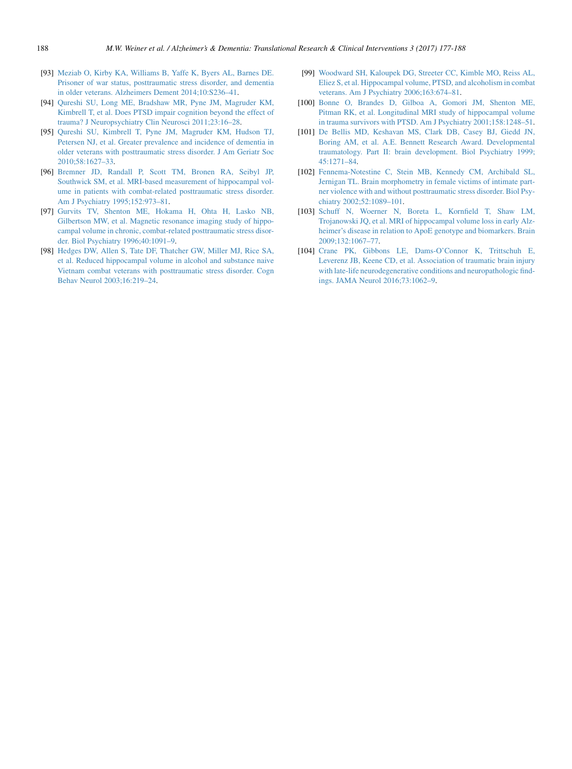[93] Meziab O, Kirby KA, Williams B, Yaffe K, Byers AL, Barnes DE. Prisoner of war status, posttraumatic stress disorder, and dementia in older veterans. Alzheimers Dement 2014;10:S236–41.

[94] Qureshi SU, Long ME, Bradshaw MR, Pyne JM, Magruder KM, Kimbrell T, et al. Does PTSD impair cognition beyond the effect of trauma? J Neuropsychiatry Clin Neurosci 2011;23:16–28.

[95] Qureshi SU, Kimbrell T, Pyne JM, Magruder KM, Hudson TJ, Petersen NJ, et al. Greater prevalence and incidence of dementia in older veterans with posttraumatic stress disorder. J Am Geriatr Soc 2010;58:1627–33.

[96] Bremner JD, Randall P, Scott TM, Bronen RA, Seibyl JP, Southwick SM, et al. MRI-based measurement of hippocampal volume in patients with combat-related posttraumatic stress disorder. Am J Psychiatry 1995;152:973–81.

[97] Gurvits TV, Shenton ME, Hokama H, Ohta H, Lasko NB, Gilbertson MW, et al. Magnetic resonance imaging study of hippocampal volume in chronic, combat-related posttraumatic stress disorder. Biol Psychiatry 1996;40:1091–9.

[98] Hedges DW, Allen S, Tate DF, Thatcher GW, Miller MJ, Rice SA, et al. Reduced hippocampal volume in alcohol and substance naive Vietnam combat veterans with posttraumatic stress disorder. Cogn Behav Neurol 2003;16:219–24.

[99] Woodward SH, Kaloupek DG, Streeter CC, Kimble MO, Reiss AL, Eliez S, et al. Hippocampal volume, PTSD, and alcoholism in combat veterans. Am J Psychiatry 2006;163:674–81.

[100] Bonne O, Brandes D, Gilboa A, Gomori JM, Shenton ME, Pitman RK, et al. Longitudinal MRI study of hippocampal volume in trauma survivors with PTSD. Am J Psychiatry 2001;158:1248–51.

[101] De Bellis MD, Keshavan MS, Clark DB, Casey BJ, Giedd JN, Boring AM, et al. A.E. Bennett Research Award. Developmental traumatology. Part II: brain development. Biol Psychiatry 1999;45:1271–84.

[102] Fennema-Notestine C, Stein MB, Kennedy CM, Archibald SL, Jernigan TL. Brain morphometry in female victims of intimate partner violence with and without posttraumatic stress disorder. Biol Psychiatry 2002;52:1089–101.

[103] Schuff N, Woerner N, Boreta L, Kornfield T, Shaw LM, Trojanowski JQ, et al. MRI of hippocampal volume loss in early Alzheimer's disease in relation to ApoE genotype and biomarkers. Brain 2009;132:1067–77.

[104] Crane PK, Gibbons LE, Dams-O'Connor K, Trittschuh E, Leverenz JB, Keene CD, et al. Association of traumatic brain injury with late-life neurodegenerative conditions and neuropathologic findings. JAMA Neurol 2016;73:1062–9.